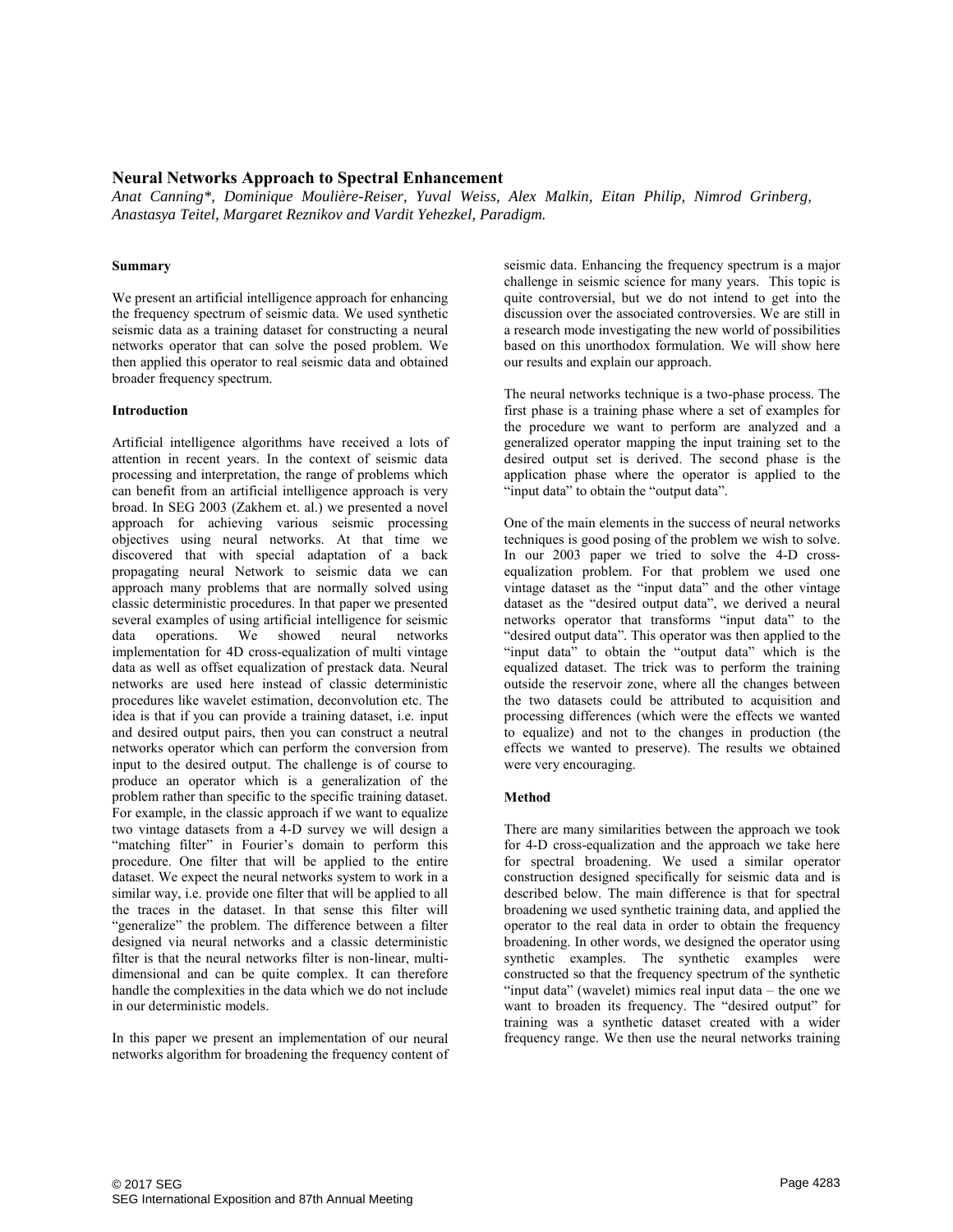# Neural Networks Approach to Spectral Enhancement

*Anat Canning\*, Dominique Moulière-Reiser, Yuval Weiss, Alex Malkin, Eitan Philip, Nimrod Grinberg, Anastasya Teitel, Margaret Reznikov and Vardit Yehezkel, Paradigm.*

## Summary

We present an artificial intelligence approach for enhancing the frequency spectrum of seismic data. We used synthetic seismic data as a training dataset for constructing a neural networks operator that can solve the posed problem. We then applied this operator to real seismic data and obtained broader frequency spectrum.

## Introduction

Artificial intelligence algorithms have received a lots of attention in recent years. In the context of seismic data processing and interpretation, the range of problems which can benefit from an artificial intelligence approach is very broad. In SEG 2003 (Zakhem et. al.) we presented a novel approach for achieving various seismic processing objectives using neural networks. At that time we discovered that with special adaptation of a back propagating neural Network to seismic data we can approach many problems that are normally solved using classic deterministic procedures. In that paper we presented several examples of using artificial intelligence for seismic data operations. We showed neural networks implementation for 4D cross-equalization of multi vintage data as well as offset equalization of prestack data. Neural networks are used here instead of classic deterministic procedures like wavelet estimation, deconvolution etc. The idea is that if you can provide a training dataset, i.e. input and desired output pairs, then you can construct a neutral networks operator which can perform the conversion from input to the desired output. The challenge is of course to produce an operator which is a generalization of the problem rather than specific to the specific training dataset. For example, in the classic approach if we want to equalize two vintage datasets from a 4-D survey we will design a "matching filter" in Fourier's domain to perform this procedure. One filter that will be applied to the entire dataset. We expect the neural networks system to work in a similar way, i.e. provide one filter that will be applied to all the traces in the dataset. In that sense this filter will "generalize" the problem. The difference between a filter designed via neural networks and a classic deterministic filter is that the neural networks filter is non-linear, multi-dimensional and can be quite complex. It can therefore handle the complexities in the data which we do not include in our deterministic models.

In this paper we present an implementation of our neural networks algorithm for broadening the frequency content of seismic data. Enhancing the frequency spectrum is a major challenge in seismic science for many years. This topic is quite controversial, but we do not intend to get into the discussion over the associated controversies. We are still in a research mode investigating the new world of possibilities based on this unorthodox formulation. We will show here our results and explain our approach.

The neural networks technique is a two-phase process. The first phase is a training phase where a set of examples for the procedure we want to perform are analyzed and a generalized operator mapping the input training set to the desired output set is derived. The second phase is the application phase where the operator is applied to the "input data" to obtain the "output data".

One of the main elements in the success of neural networks techniques is good posing of the problem we wish to solve. In our 2003 paper we tried to solve the 4-D cross-equalization problem. For that problem we used one vintage dataset as the "input data" and the other vintage dataset as the "desired output data", we derived a neural networks operator that transforms "input data" to the "desired output data". This operator was then applied to the "input data" to obtain the "output data" which is the equalized dataset. The trick was to perform the training outside the reservoir zone, where all the changes between the two datasets could be attributed to acquisition and processing differences (which were the effects we wanted to equalize) and not to the changes in production (the effects we wanted to preserve). The results we obtained were very encouraging.

## Method

There are many similarities between the approach we took for 4-D cross-equalization and the approach we take here for spectral broadening. We used a similar operator construction designed specifically for seismic data and is described below. The main difference is that for spectral broadening we used synthetic training data, and applied the operator to the real data in order to obtain the frequency broadening. In other words, we designed the operator using synthetic examples. The synthetic examples were constructed so that the frequency spectrum of the synthetic "input data" (wavelet) mimics real input data – the one we want to broaden its frequency. The "desired output" for training was a synthetic dataset created with a wider frequency range. We then use the neural networks training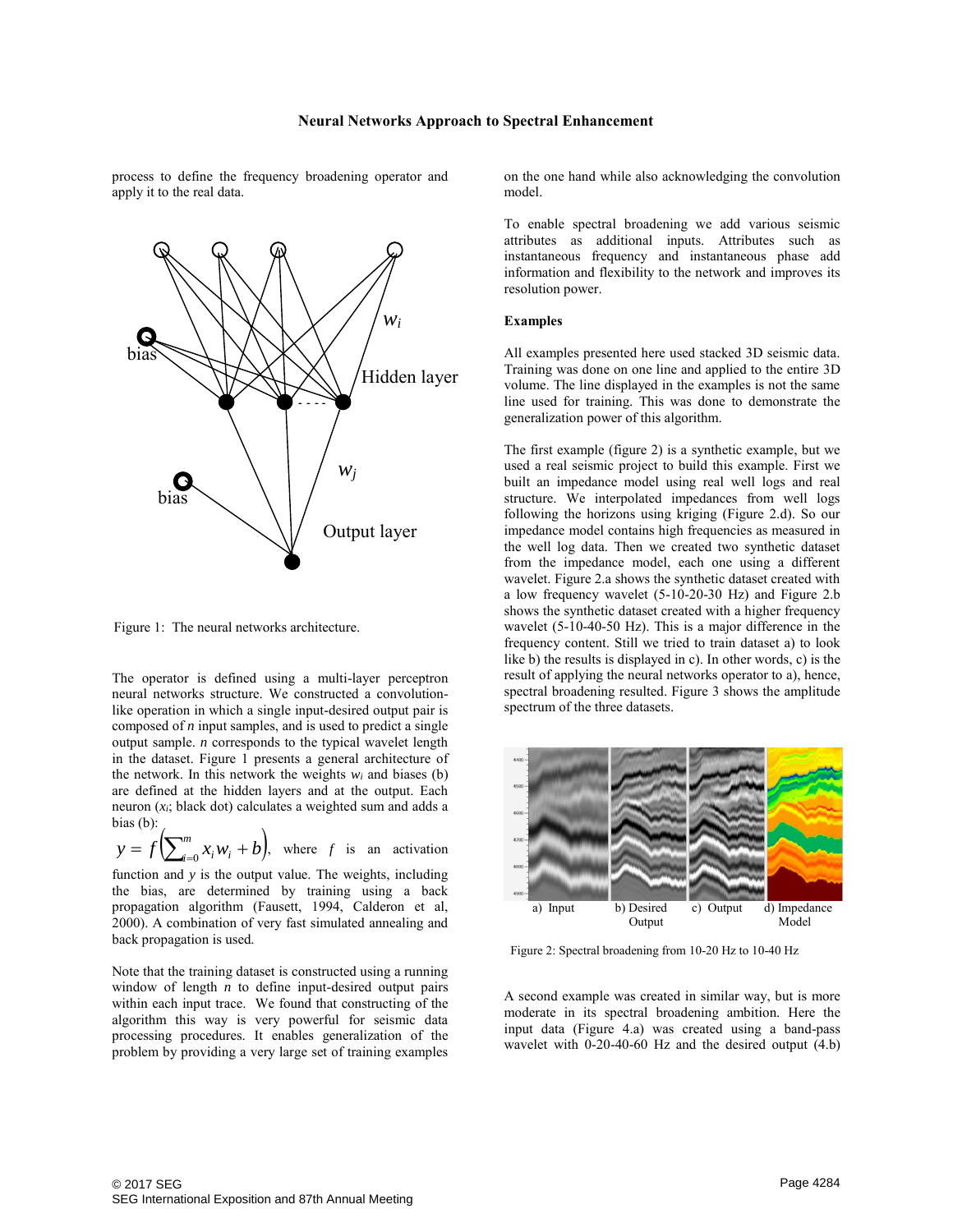process to define the frequency broadening operator and apply it to the real data.

Figure 1: The neural networks architecture.

The operator is defined using a multi-layer perceptron neural networks structure. We constructed a convolution-like operation in which a single input-desired output pair is composed of $n$ input samples, and is used to predict a single output sample. $n$ corresponds to the typical wavelet length in the dataset. Figure 1 presents a general architecture of the network. In this network the weights $w_i$ and biases (b) are defined at the hidden layers and at the output. Each neuron ($x_i$; black dot) calculates a weighted sum and adds a bias (b): $y = f\left(\sum_{i=0}^{m} x_i w_i + b\right)$, where $f$ is an activation function and $y$ is the output value. The weights, including the bias, are determined by training using a back propagation algorithm (Fausett, 1994, Calderon et al, 2000). A combination of very fast simulated annealing and back propagation is used.

Note that the training dataset is constructed using a running window of length $n$ to define input-desired output pairs within each input trace. We found that constructing of the algorithm this way is very powerful for seismic data processing procedures. It enables generalization of the problem by providing a very large set of training examples on the one hand while also acknowledging the convolution model.

To enable spectral broadening we add various seismic attributes as additional inputs. Attributes such as instantaneous frequency and instantaneous phase add information and flexibility to the network and improves its resolution power.

### Examples

All examples presented here used stacked 3D seismic data. Training was done on one line and applied to the entire 3D volume. The line displayed in the examples is not the same line used for training. This was done to demonstrate the generalization power of this algorithm.

The first example (figure 2) is a synthetic example, but we used a real seismic project to build this example. First we built an impedance model using real well logs and real structure. We interpolated impedances from well logs following the horizons using kriging (Figure 2.d). So our impedance model contains high frequencies as measured in the well log data. Then we created two synthetic dataset from the impedance model, each one using a different wavelet. Figure 2.a shows the synthetic dataset created with a low frequency wavelet (5-10-20-30 Hz) and Figure 2.b shows the synthetic dataset created with a higher frequency wavelet (5-10-40-50 Hz). This is a major difference in the frequency content. Still we tried to train dataset a) to look like b) the results is displayed in c). In other words, c) is the result of applying the neural networks operator to a), hence, spectral broadening resulted. Figure 3 shows the amplitude spectrum of the three datasets.

a) Input b) Desired Output c) Output d) Impedance Model

Figure 2: Spectral broadening from 10-20 Hz to 10-40 Hz

A second example was created in similar way, but is more moderate in its spectral broadening ambition. Here the input data (Figure 4.a) was created using a band-pass wavelet with 0-20-40-60 Hz and the desired output (4.b)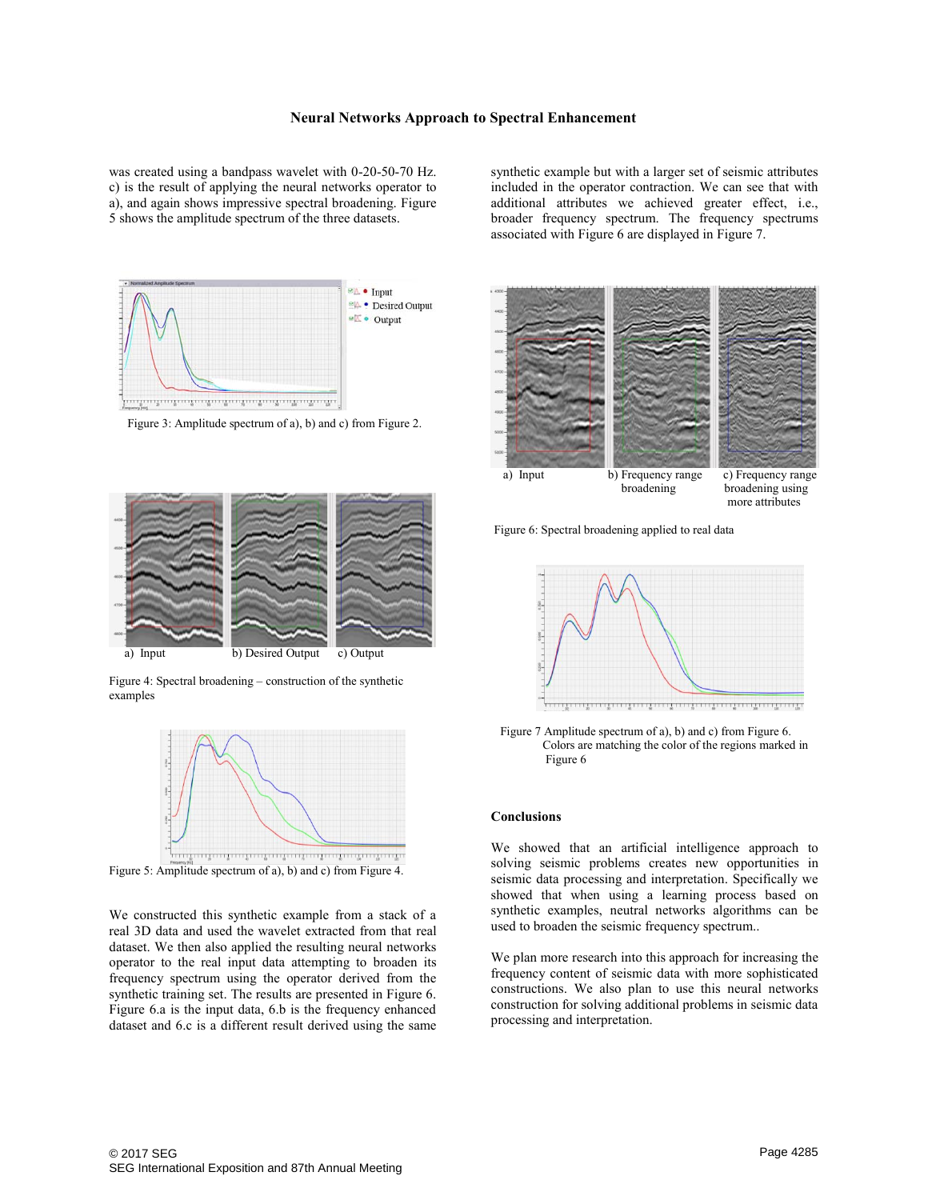was created using a bandpass wavelet with 0-20-50-70 Hz. c) is the result of applying the neural networks operator to a), and again shows impressive spectral broadening. Figure 5 shows the amplitude spectrum of the three datasets.

Figure 3: Amplitude spectrum of a), b) and c) from Figure 2.

a) Input b) Desired Output c) Output

Figure 4: Spectral broadening – construction of the synthetic examples

Figure 5: Amplitude spectrum of a), b) and c) from Figure 4.

We constructed this synthetic example from a stack of a real 3D data and used the wavelet extracted from that real dataset. We then also applied the resulting neural networks operator to the real input data attempting to broaden its frequency spectrum using the operator derived from the synthetic training set. The results are presented in Figure 6. Figure 6.a is the input data, 6.b is the frequency enhanced dataset and 6.c is a different result derived using the same synthetic example but with a larger set of seismic attributes included in the operator contraction. We can see that with additional attributes we achieved greater effect, i.e., broader frequency spectrum. The frequency spectrums associated with Figure 6 are displayed in Figure 7.

a) Input b) Frequency range broadening c) Frequency range broadening using more attributes

Figure 6: Spectral broadening applied to real data

Figure 7 Amplitude spectrum of a), b) and c) from Figure 6. Colors are matching the color of the regions marked in Figure 6

## Conclusions

We showed that an artificial intelligence approach to solving seismic problems creates new opportunities in seismic data processing and interpretation. Specifically we showed that when using a learning process based on synthetic examples, neutral networks algorithms can be used to broaden the seismic frequency spectrum..

We plan more research into this approach for increasing the frequency content of seismic data with more sophisticated constructions. We also plan to use this neural networks construction for solving additional problems in seismic data processing and interpretation.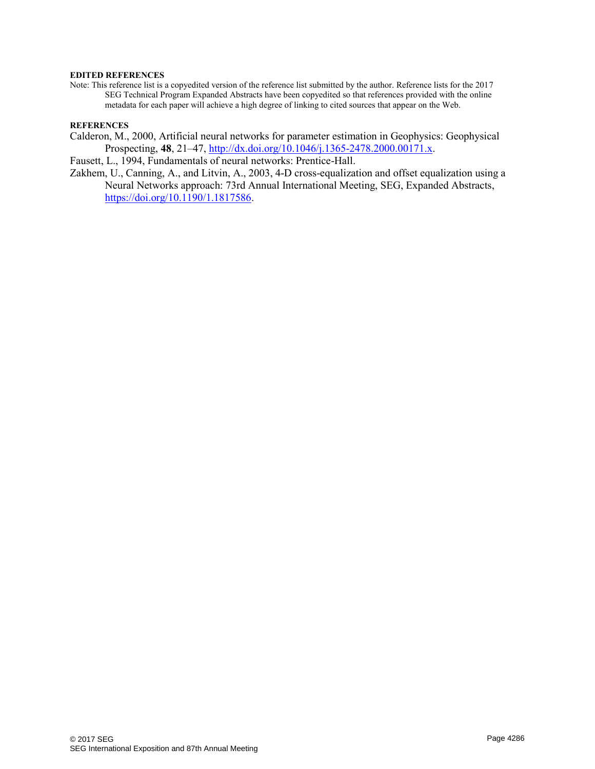**EDITED REFERENCES**

Note: This reference list is a copyedited version of the reference list submitted by the author. Reference lists for the 2017 SEG Technical Program Expanded Abstracts have been copyedited so that references provided with the online metadata for each paper will achieve a high degree of linking to cited sources that appear on the Web.

**REFERENCES**

Calderon, M., 2000, Artificial neural networks for parameter estimation in Geophysics: Geophysical Prospecting, **48**, 21–47, http://dx.doi.org/10.1046/j.1365-2478.2000.00171.x.

Fausett, L., 1994, Fundamentals of neural networks: Prentice-Hall.

Zakhem, U., Canning, A., and Litvin, A., 2003, 4-D cross-equalization and offset equalization using a Neural Networks approach: 73rd Annual International Meeting, SEG, Expanded Abstracts, https://doi.org/10.1190/1.1817586.